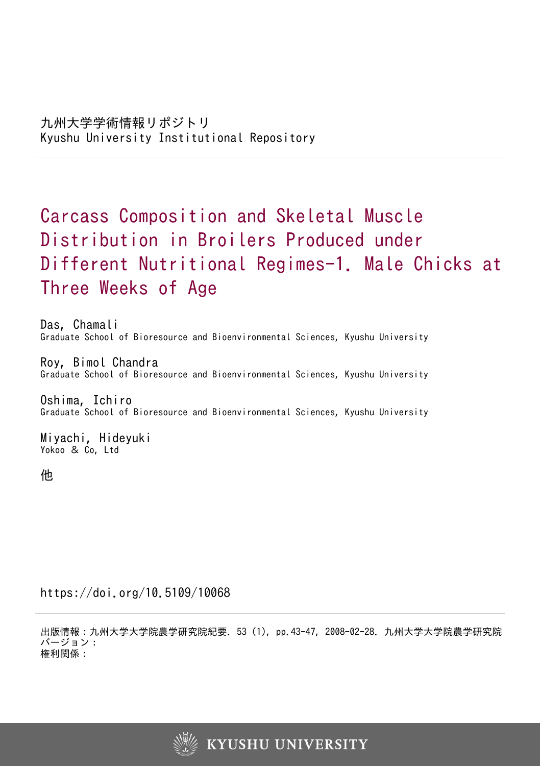九州大学学術情報リポジトリ
Kyushu University Institutional Repository

# Carcass Composition and Skeletal Muscle Distribution in Broilers Produced under Different Nutritional Regimes-1. Male Chicks at Three Weeks of Age

Das, Chamali
Graduate School of Bioresource and Bioenvironmental Sciences, Kyushu University

Roy, Bimol Chandra
Graduate School of Bioresource and Bioenvironmental Sciences, Kyushu University

Oshima, Ichiro
Graduate School of Bioresource and Bioenvironmental Sciences, Kyushu University

Miyachi, Hideyuki
Yokoo & Co, Ltd

他

https://doi.org/10.5109/10068

出版情報：九州大学大学院農学研究院紀要. 53 (1), pp.43-47, 2008-02-28. 九州大学大学院農学研究院
バージョン：
権利関係：

KYUSHU UNIVERSITY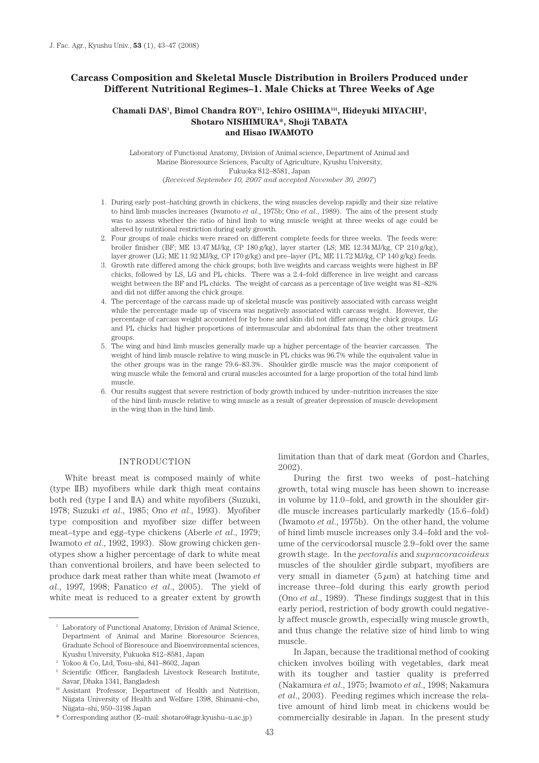# Carcass Composition and Skeletal Muscle Distribution in Broilers Produced under Different Nutritional Regimes–1. Male Chicks at Three Weeks of Age

**Chamali DAS[1], Bimol Chandra ROY[1§], Ichiro OSHIMA[1§§], Hideyuki MIYACHI[2], Shotaro NISHIMURA\*, Shoji TABATA and Hisao IWAMOTO**

Laboratory of Functional Anatomy, Division of Animal science, Department of Animal and Marine Bioresource Sciences, Faculty of Agriculture, Kyushu University, Fukuoka 812–8581, Japan
(*Received September 10, 2007 and accepted November 30, 2007*)

1. During early post–hatching growth in chickens, the wing muscles develop rapidly and their size relative to hind limb muscles increases (Iwamoto *et al*., 1975b; Ono *et al*., 1989). The aim of the present study was to assess whether the ratio of hind limb to wing muscle weight at three weeks of age could be altered by nutritional restriction during early growth.
2. Four groups of male chicks were reared on different complete feeds for three weeks. The feeds were: broiler finisher (BF; ME 13.47 MJ/kg, CP 180 g/kg), layer starter (LS; ME 12.34 MJ/kg, CP 210 g/kg), layer grower (LG; ME 11.92 MJ/kg, CP 170 g/kg) and pre–layer (PL; ME 11.72 MJ/kg, CP 140 g/kg) feeds.
3. Growth rate differed among the chick groups; both live weights and carcass weights were highest in BF chicks, followed by LS, LG and PL chicks. There was a 2.4–fold difference in live weight and carcass weight between the BF and PL chicks. The weight of carcass as a percentage of live weight was 81–82% and did not differ among the chick groups.
4. The percentage of the carcass made up of skeletal muscle was positively associated with carcass weight while the percentage made up of viscera was negatively associated with carcass weight. However, the percentage of carcass weight accounted for by bone and skin did not differ among the chick groups. LG and PL chicks had higher proportions of intermuscular and abdominal fats than the other treatment groups.
5. The wing and hind limb muscles generally made up a higher percentage of the heavier carcasses. The weight of hind limb muscle relative to wing muscle in PL chicks was 96.7% while the equivalent value in the other groups was in the range 79.6–83.3%. Shoulder girdle muscle was the major component of wing muscle while the femoral and crural muscles accounted for a large proportion of the total hind limb muscle.
6. Our results suggest that severe restriction of body growth induced by under–nutrition increases the size of the hind limb muscle relative to wing muscle as a result of greater depression of muscle development in the wing than in the hind limb.

## INTRODUCTION

White breast meat is composed mainly of white (type IIB) myofibers while dark thigh meat contains both red (type I and IIA) and white myofibers (Suzuki, 1978; Suzuki *et al*., 1985; Ono *et al*., 1993). Myofiber type composition and myofiber size differ between meat–type and egg–type chickens (Aberle *et al*., 1979; Iwamoto *et al*., 1992, 1993). Slow growing chicken genotypes show a higher percentage of dark to white meat than conventional broilers, and have been selected to produce dark meat rather than white meat (Iwamoto *et al*., 1997, 1998; Fanatico *et al*., 2005). The yield of white meat is reduced to a greater extent by growth limitation than that of dark meat (Gordon and Charles, 2002).

During the first two weeks of post–hatching growth, total wing muscle has been shown to increase in volume by 11.0–fold, and growth in the shoulder girdle muscle increases particularly markedly (15.6–fold) (Iwamoto *et al*., 1975b). On the other hand, the volume of hind limb muscle increases only 3.4–fold and the volume of the cervicodorsal muscle 2.9–fold over the same growth stage. In the *pectoralis* and *supracoracoideus* muscles of the shoulder girdle subpart, myofibers are very small in diameter (5 $\mu$m) at hatching time and increase three–fold during this early growth period (Ono *et al*., 1989). These findings suggest that in this early period, restriction of body growth could negatively affect muscle growth, especially wing muscle growth, and thus change the relative size of hind limb to wing muscle.

In Japan, because the traditional method of cooking chicken involves boiling with vegetables, dark meat with its tougher and tastier quality is preferred (Nakamura *et al*., 1975; Iwamoto *et al*., 1998; Nakamura *et al*., 2003). Feeding regimes which increase the relative amount of hind limb meat in chickens would be commercially desirable in Japan. In the present study

---

[1] Laboratory of Functional Anatomy, Division of Animal Science, Department of Animal and Marine Bioresource Sciences, Graduate School of Bioresouce and Bioenvironmental sciences, Kyushu University, Fukuoka 812–8581, Japan

[2] Yokoo & Co, Ltd, Tosu–shi, 841–8602, Japan

[§] Scientific Officer, Bangladesh Livestock Research Institute, Savar, Dhaka 1341, Bangladesh

[§§] Assistant Professor, Department of Health and Nutrition, Niigata University of Health and Welfare 1398, Shimami–cho, Niigata–shi, 950–3198 Japan

\* Corresponding author (E–mail: shotaro@agr.kyushu–u.ac.jp)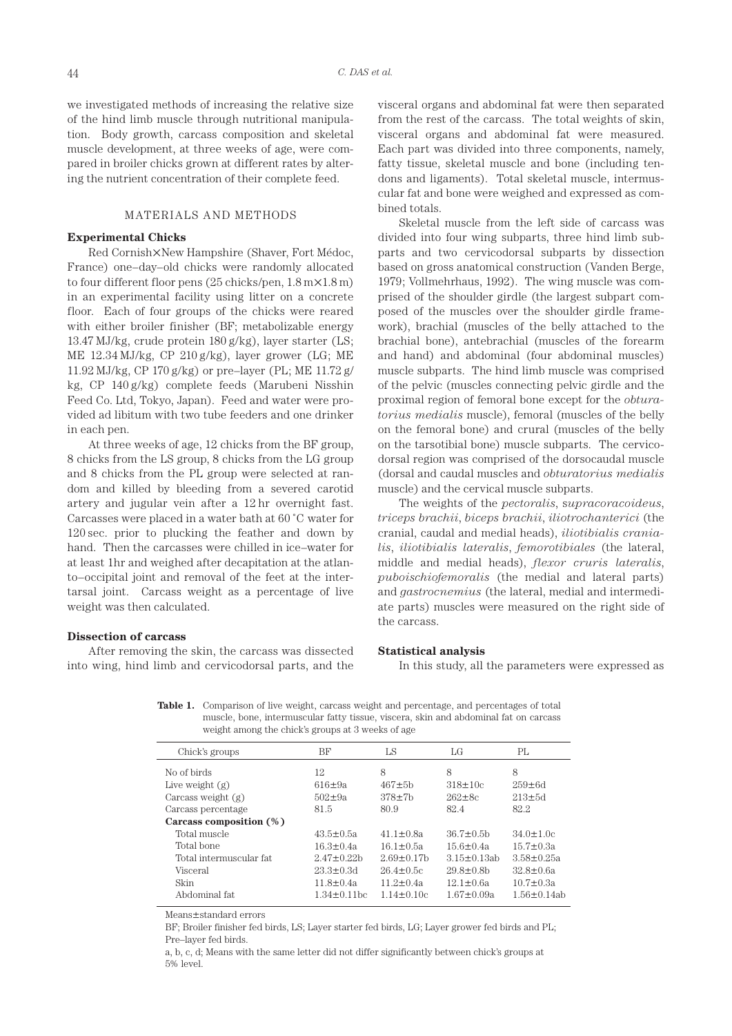we investigated methods of increasing the relative size of the hind limb muscle through nutritional manipulation. Body growth, carcass composition and skeletal muscle development, at three weeks of age, were compared in broiler chicks grown at different rates by altering the nutrient concentration of their complete feed.

## MATERIALS AND METHODS

### Experimental Chicks

Red Cornish×New Hampshire (Shaver, Fort Médoc, France) one–day–old chicks were randomly allocated to four different floor pens (25 chicks/pen, 1.8 m×1.8 m) in an experimental facility using litter on a concrete floor. Each of four groups of the chicks were reared with either broiler finisher (BF; metabolizable energy 13.47 MJ/kg, crude protein 180 g/kg), layer starter (LS; ME 12.34 MJ/kg, CP 210 g/kg), layer grower (LG; ME 11.92 MJ/kg, CP 170 g/kg) or pre–layer (PL; ME 11.72 g/kg, CP 140 g/kg) complete feeds (Marubeni Nisshin Feed Co. Ltd, Tokyo, Japan). Feed and water were provided ad libitum with two tube feeders and one drinker in each pen.

At three weeks of age, 12 chicks from the BF group, 8 chicks from the LS group, 8 chicks from the LG group and 8 chicks from the PL group were selected at random and killed by bleeding from a severed carotid artery and jugular vein after a 12 hr overnight fast. Carcasses were placed in a water bath at 60 ˚C water for 120 sec. prior to plucking the feather and down by hand. Then the carcasses were chilled in ice–water for at least 1hr and weighed after decapitation at the atlanto–occipital joint and removal of the feet at the intertarsal joint. Carcass weight as a percentage of live weight was then calculated.

### Dissection of carcass

After removing the skin, the carcass was dissected into wing, hind limb and cervicodorsal parts, and the visceral organs and abdominal fat were then separated from the rest of the carcass. The total weights of skin, visceral organs and abdominal fat were measured. Each part was divided into three components, namely, fatty tissue, skeletal muscle and bone (including tendons and ligaments). Total skeletal muscle, intermuscular fat and bone were weighed and expressed as combined totals.

Skeletal muscle from the left side of carcass was divided into four wing subparts, three hind limb subparts and two cervicodorsal subparts by dissection based on gross anatomical construction (Vanden Berge, 1979; Vollmehrhaus, 1992). The wing muscle was comprised of the shoulder girdle (the largest subpart composed of the muscles over the shoulder girdle framework), brachial (muscles of the belly attached to the brachial bone), antebrachial (muscles of the forearm and hand) and abdominal (four abdominal muscles) muscle subparts. The hind limb muscle was comprised of the pelvic (muscles connecting pelvic girdle and the proximal region of femoral bone except for the *obturatorius medialis* muscle), femoral (muscles of the belly on the femoral bone) and crural (muscles of the belly on the tarsotibial bone) muscle subparts. The cervicodorsal region was comprised of the dorsocaudal muscle (dorsal and caudal muscles and *obturatorius medialis* muscle) and the cervical muscle subparts.

The weights of the *pectoralis*, *supracoracoideus*, *triceps brachii*, *biceps brachii*, *iliotrochanterici* (the cranial, caudal and medial heads), *iliotibialis cranialis*, *iliotibialis lateralis*, *femorotibiales* (the lateral, middle and medial heads), *flexor cruris lateralis*, *puboischiofemoralis* (the medial and lateral parts) and *gastrocnemius* (the lateral, medial and intermediate parts) muscles were measured on the right side of the carcass.

### Statistical analysis

In this study, all the parameters were expressed as

**Table 1.** Comparison of live weight, carcass weight and percentage, and percentages of total muscle, bone, intermuscular fatty tissue, viscera, skin and abdominal fat on carcass weight among the chick's groups at 3 weeks of age

| Chick's groups | BF | LS | LG | PL |
|---|---|---|---|---|
| No of birds | 12 | 8 | 8 | 8 |
| Live weight (g) | 616±9a | 467±5b | 318±10c | 259±6d |
| Carcass weight (g) | 502±9a | 378±7b | 262±8c | 213±5d |
| Carcass percentage | 81.5 | 80.9 | 82.4 | 82.2 |
| **Carcass composition (%)** | | | | |
| Total muscle | 43.5±0.5a | 41.1±0.8a | 36.7±0.5b | 34.0±1.0c |
| Total bone | 16.3±0.4a | 16.1±0.5a | 15.6±0.4a | 15.7±0.3a |
| Total intermuscular fat | 2.47±0.22b | 2.69±0.17b | 3.15±0.13ab | 3.58±0.25a |
| Visceral | 23.3±0.3d | 26.4±0.5c | 29.8±0.8b | 32.8±0.6a |
| Skin | 11.8±0.4a | 11.2±0.4a | 12.1±0.6a | 10.7±0.3a |
| Abdominal fat | 1.34±0.11bc | 1.14±0.10c | 1.67±0.09a | 1.56±0.14ab |

Means±standard errors

BF; Broiler finisher fed birds, LS; Layer starter fed birds, LG; Layer grower fed birds and PL; Pre–layer fed birds.

a, b, c, d; Means with the same letter did not differ significantly between chick's groups at 5% level.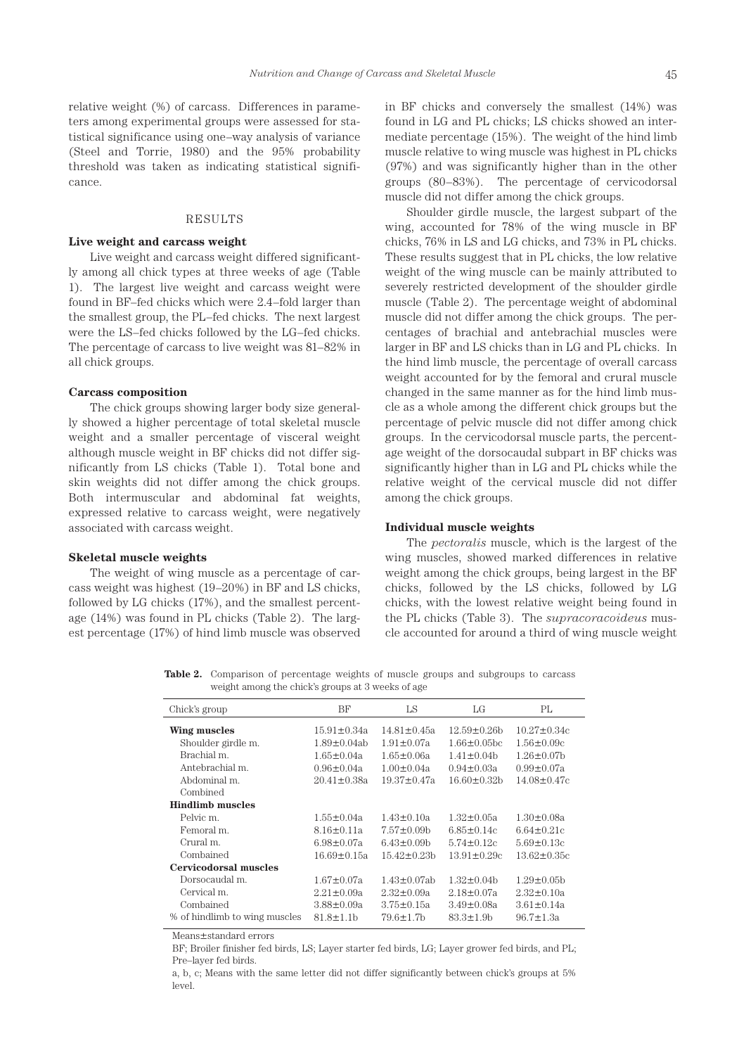relative weight (%) of carcass. Differences in parameters among experimental groups were assessed for statistical significance using one–way analysis of variance (Steel and Torrie, 1980) and the 95% probability threshold was taken as indicating statistical significance.

## RESULTS

### Live weight and carcass weight

Live weight and carcass weight differed significantly among all chick types at three weeks of age (Table 1). The largest live weight and carcass weight were found in BF–fed chicks which were 2.4–fold larger than the smallest group, the PL–fed chicks. The next largest were the LS–fed chicks followed by the LG–fed chicks. The percentage of carcass to live weight was 81–82% in all chick groups.

### Carcass composition

The chick groups showing larger body size generally showed a higher percentage of total skeletal muscle weight and a smaller percentage of visceral weight although muscle weight in BF chicks did not differ significantly from LS chicks (Table 1). Total bone and skin weights did not differ among the chick groups. Both intermuscular and abdominal fat weights, expressed relative to carcass weight, were negatively associated with carcass weight.

### Skeletal muscle weights

The weight of wing muscle as a percentage of carcass weight was highest (19–20%) in BF and LS chicks, followed by LG chicks (17%), and the smallest percentage (14%) was found in PL chicks (Table 2). The largest percentage (17%) of hind limb muscle was observed in BF chicks and conversely the smallest (14%) was found in LG and PL chicks; LS chicks showed an intermediate percentage (15%). The weight of the hind limb muscle relative to wing muscle was highest in PL chicks (97%) and was significantly higher than in the other groups (80–83%). The percentage of cervicodorsal muscle did not differ among the chick groups.

Shoulder girdle muscle, the largest subpart of the wing, accounted for 78% of the wing muscle in BF chicks, 76% in LS and LG chicks, and 73% in PL chicks. These results suggest that in PL chicks, the low relative weight of the wing muscle can be mainly attributed to severely restricted development of the shoulder girdle muscle (Table 2). The percentage weight of abdominal muscle did not differ among the chick groups. The percentages of brachial and antebrachial muscles were larger in BF and LS chicks than in LG and PL chicks. In the hind limb muscle, the percentage of overall carcass weight accounted for by the femoral and crural muscle changed in the same manner as for the hind limb muscle as a whole among the different chick groups but the percentage of pelvic muscle did not differ among chick groups. In the cervicodorsal muscle parts, the percentage weight of the dorsocaudal subpart in BF chicks was significantly higher than in LG and PL chicks while the relative weight of the cervical muscle did not differ among the chick groups.

### Individual muscle weights

The *pectoralis* muscle, which is the largest of the wing muscles, showed marked differences in relative weight among the chick groups, being largest in the BF chicks, followed by the LS chicks, followed by LG chicks, with the lowest relative weight being found in the PL chicks (Table 3). The *supracoracoideus* muscle accounted for around a third of wing muscle weight

**Table 2.** Comparison of percentage weights of muscle groups and subgroups to carcass weight among the chick's groups at 3 weeks of age

| Chick's group | BF | LS | LG | PL |
|---|---|---|---|---|
| **Wing muscles** | 15.91±0.34a | 14.81±0.45a | 12.59±0.26b | 10.27±0.34c |
| Shoulder girdle m. | 1.89±0.04ab | 1.91±0.07a | 1.66±0.05bc | 1.56±0.09c |
| Brachial m. | 1.65±0.04a | 1.65±0.06a | 1.41±0.04b | 1.26±0.07b |
| Antebrachial m. | 0.96±0.04a | 1.00±0.04a | 0.94±0.03a | 0.99±0.07a |
| Abdominal m. | 20.41±0.38a | 19.37±0.47a | 16.60±0.32b | 14.08±0.47c |
| Combined | | | | |
| **Hindlimb muscles** | | | | |
| Pelvic m. | 1.55±0.04a | 1.43±0.10a | 1.32±0.05a | 1.30±0.08a |
| Femoral m. | 8.16±0.11a | 7.57±0.09b | 6.85±0.14c | 6.64±0.21c |
| Crural m. | 6.98±0.07a | 6.43±0.09b | 5.74±0.12c | 5.69±0.13c |
| Combained | 16.69±0.15a | 15.42±0.23b | 13.91±0.29c | 13.62±0.35c |
| **Cervicodorsal muscles** | | | | |
| Dorsocaudal m. | 1.67±0.07a | 1.43±0.07ab | 1.32±0.04b | 1.29±0.05b |
| Cervical m. | 2.21±0.09a | 2.32±0.09a | 2.18±0.07a | 2.32±0.10a |
| Combained | 3.88±0.09a | 3.75±0.15a | 3.49±0.08a | 3.61±0.14a |
| % of hindlimb to wing muscles | 81.8±1.1b | 79.6±1.7b | 83.3±1.9b | 96.7±1.3a |

Means±standard errors

BF; Broiler finisher fed birds, LS; Layer starter fed birds, LG; Layer grower fed birds, and PL; Pre–layer fed birds.

a, b, c; Means with the same letter did not differ significantly between chick's groups at 5% level.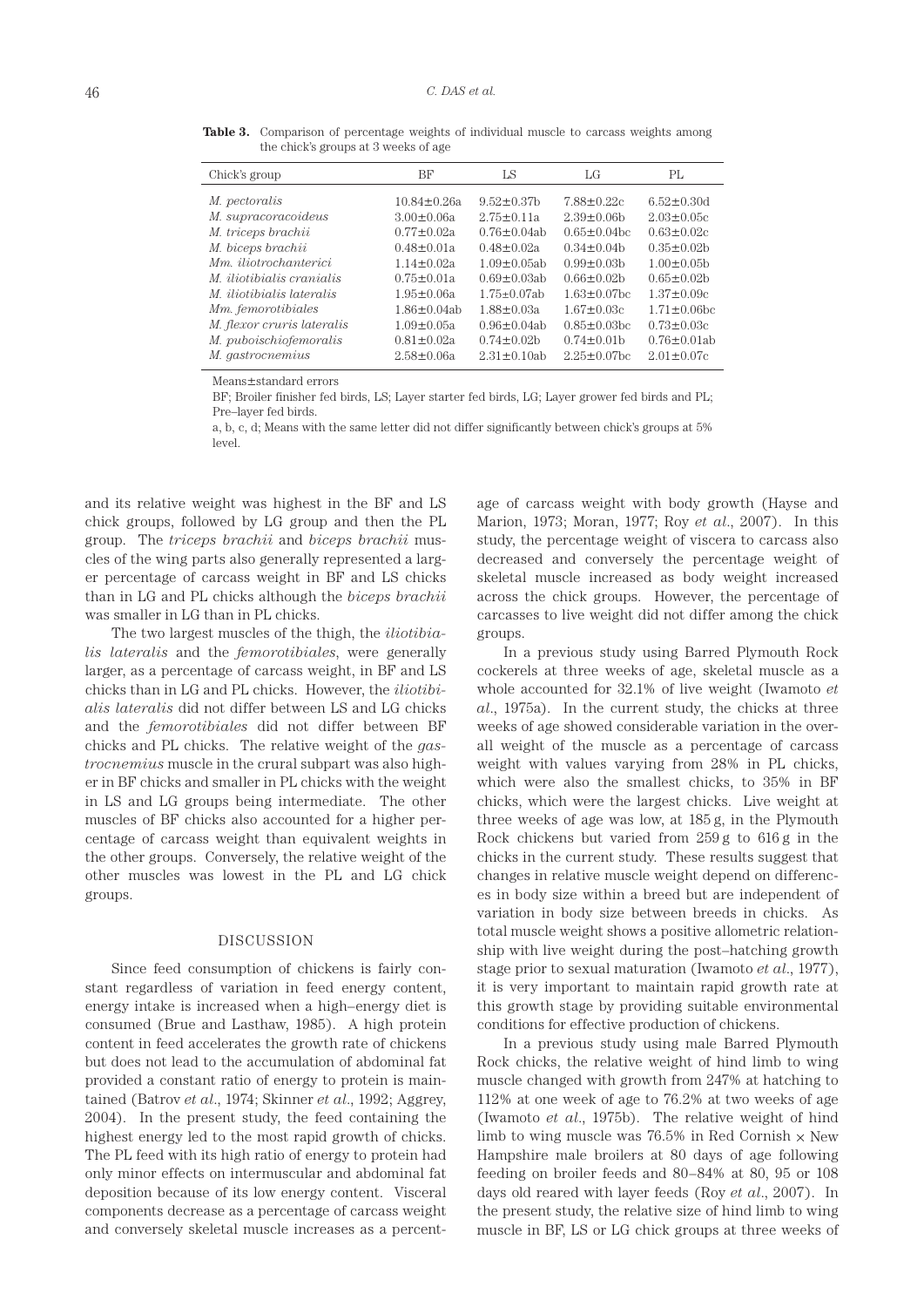**Table 3.** Comparison of percentage weights of individual muscle to carcass weights among the chick's groups at 3 weeks of age

| Chick's group | BF | LS | LG | PL |
|---|---|---|---|---|
| *M. pectoralis* | 10.84±0.26a | 9.52±0.37b | 7.88±0.22c | 6.52±0.30d |
| *M. supracoracoideus* | 3.00±0.06a | 2.75±0.11a | 2.39±0.06b | 2.03±0.05c |
| *M. triceps brachii* | 0.77±0.02a | 0.76±0.04ab | 0.65±0.04bc | 0.63±0.02c |
| *M. biceps brachii* | 0.48±0.01a | 0.48±0.02a | 0.34±0.04b | 0.35±0.02b |
| *Mm. iliotrochanterici* | 1.14±0.02a | 1.09±0.05ab | 0.99±0.03b | 1.00±0.05b |
| *M. iliotibialis cranialis* | 0.75±0.01a | 0.69±0.03ab | 0.66±0.02b | 0.65±0.02b |
| *M. iliotibialis lateralis* | 1.95±0.06a | 1.75±0.07ab | 1.63±0.07bc | 1.37±0.09c |
| *Mm. femorotibiales* | 1.86±0.04ab | 1.88±0.03a | 1.67±0.03c | 1.71±0.06bc |
| *M. flexor cruris lateralis* | 1.09±0.05a | 0.96±0.04ab | 0.85±0.03bc | 0.73±0.03c |
| *M. puboischiofemoralis* | 0.81±0.02a | 0.74±0.02b | 0.74±0.01b | 0.76±0.01ab |
| *M. gastrocnemius* | 2.58±0.06a | 2.31±0.10ab | 2.25±0.07bc | 2.01±0.07c |

Means±standard errors

BF; Broiler finisher fed birds, LS; Layer starter fed birds, LG; Layer grower fed birds and PL; Pre–layer fed birds.

a, b, c, d; Means with the same letter did not differ significantly between chick's groups at 5% level.

and its relative weight was highest in the BF and LS chick groups, followed by LG group and then the PL group. The *triceps brachii* and *biceps brachii* muscles of the wing parts also generally represented a larger percentage of carcass weight in BF and LS chicks than in LG and PL chicks although the *biceps brachii* was smaller in LG than in PL chicks.

The two largest muscles of the thigh, the *iliotibialis lateralis* and the *femorotibiales*, were generally larger, as a percentage of carcass weight, in BF and LS chicks than in LG and PL chicks. However, the *iliotibialis lateralis* did not differ between LS and LG chicks and the *femorotibiales* did not differ between BF chicks and PL chicks. The relative weight of the *gastrocnemius* muscle in the crural subpart was also higher in BF chicks and smaller in PL chicks with the weight in LS and LG groups being intermediate. The other muscles of BF chicks also accounted for a higher percentage of carcass weight than equivalent weights in the other groups. Conversely, the relative weight of the other muscles was lowest in the PL and LG chick groups.

## DISCUSSION

Since feed consumption of chickens is fairly constant regardless of variation in feed energy content, energy intake is increased when a high–energy diet is consumed (Brue and Lasthaw, 1985). A high protein content in feed accelerates the growth rate of chickens but does not lead to the accumulation of abdominal fat provided a constant ratio of energy to protein is maintained (Batrov *et al*., 1974; Skinner *et al*., 1992; Aggrey, 2004). In the present study, the feed containing the highest energy led to the most rapid growth of chicks. The PL feed with its high ratio of energy to protein had only minor effects on intermuscular and abdominal fat deposition because of its low energy content. Visceral components decrease as a percentage of carcass weight and conversely skeletal muscle increases as a percentage of carcass weight with body growth (Hayse and Marion, 1973; Moran, 1977; Roy *et al*., 2007). In this study, the percentage weight of viscera to carcass also decreased and conversely the percentage weight of skeletal muscle increased as body weight increased across the chick groups. However, the percentage of carcasses to live weight did not differ among the chick groups.

In a previous study using Barred Plymouth Rock cockerels at three weeks of age, skeletal muscle as a whole accounted for 32.1% of live weight (Iwamoto *et al*., 1975a). In the current study, the chicks at three weeks of age showed considerable variation in the overall weight of the muscle as a percentage of carcass weight with values varying from 28% in PL chicks, which were also the smallest chicks, to 35% in BF chicks, which were the largest chicks. Live weight at three weeks of age was low, at 185 g, in the Plymouth Rock chickens but varied from 259 g to 616 g in the chicks in the current study. These results suggest that changes in relative muscle weight depend on differences in body size within a breed but are independent of variation in body size between breeds in chicks. As total muscle weight shows a positive allometric relationship with live weight during the post–hatching growth stage prior to sexual maturation (Iwamoto *et al*., 1977), it is very important to maintain rapid growth rate at this growth stage by providing suitable environmental conditions for effective production of chickens.

In a previous study using male Barred Plymouth Rock chicks, the relative weight of hind limb to wing muscle changed with growth from 247% at hatching to 112% at one week of age to 76.2% at two weeks of age (Iwamoto *et al*., 1975b). The relative weight of hind limb to wing muscle was 76.5% in Red Cornish × New Hampshire male broilers at 80 days of age following feeding on broiler feeds and 80–84% at 80, 95 or 108 days old reared with layer feeds (Roy *et al*., 2007). In the present study, the relative size of hind limb to wing muscle in BF, LS or LG chick groups at three weeks of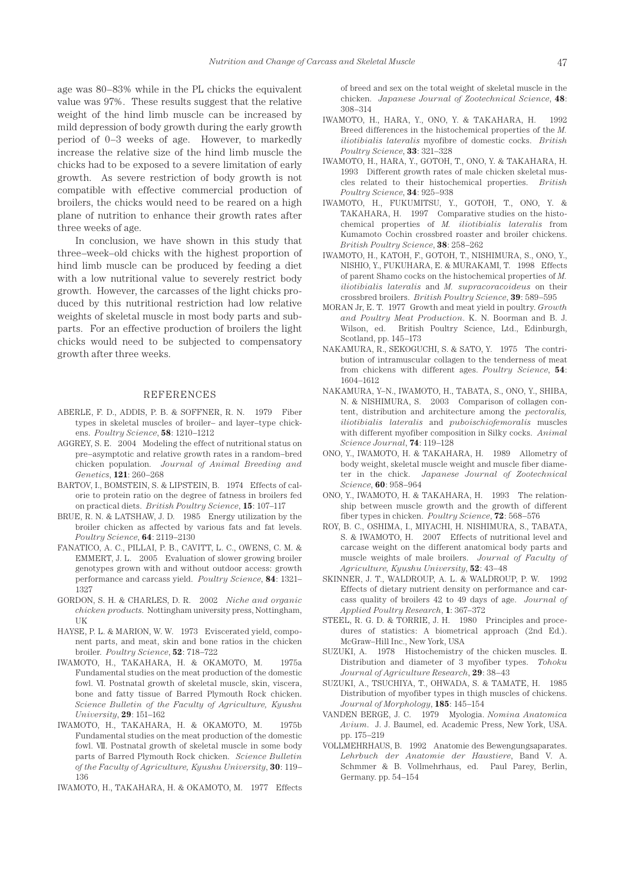age was 80–83% while in the PL chicks the equivalent value was 97%. These results suggest that the relative weight of the hind limb muscle can be increased by mild depression of body growth during the early growth period of 0–3 weeks of age. However, to markedly increase the relative size of the hind limb muscle the chicks had to be exposed to a severe limitation of early growth. As severe restriction of body growth is not compatible with effective commercial production of broilers, the chicks would need to be reared on a high plane of nutrition to enhance their growth rates after three weeks of age.

In conclusion, we have shown in this study that three–week–old chicks with the highest proportion of hind limb muscle can be produced by feeding a diet with a low nutritional value to severely restrict body growth. However, the carcasses of the light chicks produced by this nutritional restriction had low relative weights of skeletal muscle in most body parts and subparts. For an effective production of broilers the light chicks would need to be subjected to compensatory growth after three weeks.

## REFERENCES

ABERLE, F. D., ADDIS, P. B. & SOFFNER, R. N. 1979 Fiber types in skeletal muscles of broiler– and layer–type chickens. *Poultry Science*, **58**: 1210–1212

AGGREY, S. E. 2004 Modeling the effect of nutritional status on pre–asymptotic and relative growth rates in a random–bred chicken population. *Journal of Animal Breeding and Genetics*, **121**: 260–268

BARTOV, I., BOMSTEIN, S. & LIPSTEIN, B. 1974 Effects of calorie to protein ratio on the degree of fatness in broilers fed on practical diets. *British Poultry Science*, **15**: 107–117

BRUE, R. N. & LATSHAW, J. D. 1985 Energy utilization by the broiler chicken as affected by various fats and fat levels. *Poultry Science*, **64**: 2119–2130

FANATICO, A. C., PILLAI, P. B., CAVITT, L. C., OWENS, C. M. & EMMERT, J. L. 2005 Evaluation of slower growing broiler genotypes grown with and without outdoor access: growth performance and carcass yield. *Poultry Science*, **84**: 1321–1327

GORDON, S. H. & CHARLES, D. R. 2002 *Niche and organic chicken products*. Nottingham university press, Nottingham, UK

HAYSE, P. L. & MARION, W. W. 1973 Eviscerated yield, component parts, and meat, skin and bone ratios in the chicken broiler. *Poultry Science*, **52**: 718–722

IWAMOTO, H., TAKAHARA, H. & OKAMOTO, M. 1975a Fundamental studies on the meat production of the domestic fowl. VI. Postnatal growth of skeletal muscle, skin, viscera, bone and fatty tissue of Barred Plymouth Rock chicken. *Science Bulletin of the Faculty of Agriculture, Kyushu University*, **29**: 151–162

IWAMOTO, H., TAKAHARA, H. & OKAMOTO, M. 1975b Fundamental studies on the meat production of the domestic fowl. VII. Postnatal growth of skeletal muscle in some body parts of Barred Plymouth Rock chicken. *Science Bulletin of the Faculty of Agriculture, Kyushu University*, **30**: 119–136

IWAMOTO, H., TAKAHARA, H. & OKAMOTO, M. 1977 Effects of breed and sex on the total weight of skeletal muscle in the chicken. *Japanese Journal of Zootechnical Science*, **48**: 308–314

IWAMOTO, H., HARA, Y., ONO, Y. & TAKAHARA, H. 1992 Breed differences in the histochemical properties of the *M. iliotibialis lateralis* myofibre of domestic cocks. *British Poultry Science*, **33**: 321–328

IWAMOTO, H., HARA, Y., GOTOH, T., ONO, Y. & TAKAHARA, H. 1993 Different growth rates of male chicken skeletal muscles related to their histochemical properties. *British Poultry Science*, **34**: 925–938

IWAMOTO, H., FUKUMITSU, Y., GOTOH, T., ONO, Y. & TAKAHARA, H. 1997 Comparative studies on the histochemical properties of *M. iliotibialis lateralis* from Kumamoto Cochin crossbred roaster and broiler chickens. *British Poultry Science*, **38**: 258–262

IWAMOTO, H., KATOH, F., GOTOH, T., NISHIMURA, S., ONO, Y., NISHIO, Y., FUKUHARA, E. & MURAKAMI, T. 1998 Effects of parent Shamo cocks on the histochemical properties of *M. iliotibialis lateralis* and *M. supracoracoideus* on their crossbred broilers. *British Poultry Science*, **39**: 589–595

MORAN Jr, E. T. 1977 Growth and meat yield in poultry. *Growth and Poultry Meat Production*. K. N. Boorman and B. J. Wilson, ed. British Poultry Science, Ltd., Edinburgh, Scotland, pp. 145–173

NAKAMURA, R., SEKOGUCHI, S. & SATO, Y. 1975 The contribution of intramuscular collagen to the tenderness of meat from chickens with different ages. *Poultry Science*, **54**: 1604–1612

NAKAMURA, Y–N., IWAMOTO, H., TABATA, S., ONO, Y., SHIBA, N. & NISHIMURA, S. 2003 Comparison of collagen content, distribution and architecture among the *pectoralis, iliotibialis lateralis* and *puboischiofemoralis* muscles with different myofiber composition in Silky cocks. *Animal Science Journal*, **74**: 119–128

ONO, Y., IWAMOTO, H. & TAKAHARA, H. 1989 Allometry of body weight, skeletal muscle weight and muscle fiber diameter in the chick. *Japanese Journal of Zootechnical Science*, **60**: 958–964

ONO, Y., IWAMOTO, H. & TAKAHARA, H. 1993 The relationship between muscle growth and the growth of different fiber types in chicken. *Poultry Science*, **72**: 568–576

ROY, B. C., OSHIMA, I., MIYACHI, H. NISHIMURA, S., TABATA, S. & IWAMOTO, H. 2007 Effects of nutritional level and carcase weight on the different anatomical body parts and muscle weights of male broilers. *Journal of Faculty of Agriculture, Kyushu University*, **52**: 43–48

SKINNER, J. T., WALDROUP, A. L. & WALDROUP, P. W. 1992 Effects of dietary nutrient density on performance and carcass quality of broilers 42 to 49 days of age. *Journal of Applied Poultry Research*, **1**: 367–372

STEEL, R. G. D. & TORRIE, J. H. 1980 Principles and procedures of statistics: A biometrical approach (2nd Ed.). McGraw–Hill Inc., New York, USA

SUZUKI, A. 1978 Histochemistry of the chicken muscles. II. Distribution and diameter of 3 myofiber types. *Tohoku Journal of Agriculture Research*, **29**: 38–43

SUZUKI, A., TSUCHIYA, T., OHWADA, S. & TAMATE, H. 1985 Distribution of myofiber types in thigh muscles of chickens. *Journal of Morphology*, **185**: 145–154

VANDEN BERGE, J. C. 1979 Myologia. *Nomina Anatomica Avium*. J. J. Baumel, ed. Academic Press, New York, USA. pp. 175–219

VOLLMEHRHAUS, B. 1992 Anatomie des Bewengungsaparates. *Lehrbuch der Anatomie der Haustiere*, Band V. A. Schmmer & B. Vollmehrhaus, ed. Paul Parey, Berlin, Germany. pp. 54–154